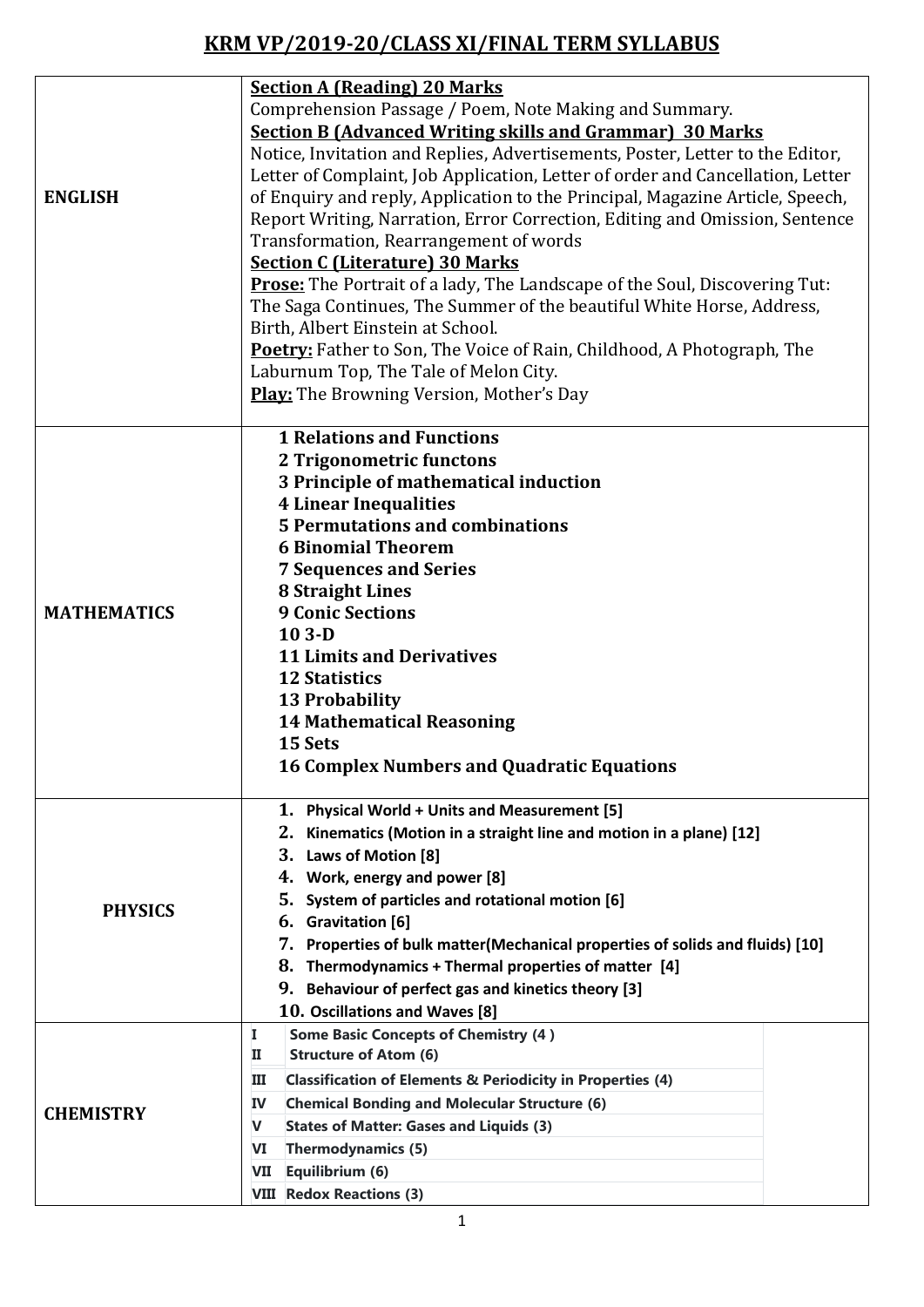# KRM VP/2019-20/CLASS XI/FINAL TERM SYLLABUS

| Subject | Syllabus |
| --- | --- |
| **ENGLISH** | **Section A (Reading) 20 Marks**<br>Comprehension Passage / Poem, Note Making and Summary.<br>**Section B (Advanced Writing skills and Grammar) 30 Marks**<br>Notice, Invitation and Replies, Advertisements, Poster, Letter to the Editor, Letter of Complaint, Job Application, Letter of order and Cancellation, Letter of Enquiry and reply, Application to the Principal, Magazine Article, Speech, Report Writing, Narration, Error Correction, Editing and Omission, Sentence Transformation, Rearrangement of words<br>**Section C (Literature) 30 Marks**<br>**Prose:** The Portrait of a lady, The Landscape of the Soul, Discovering Tut: The Saga Continues, The Summer of the beautiful White Horse, Address, Birth, Albert Einstein at School.<br>**Poetry:** Father to Son, The Voice of Rain, Childhood, A Photograph, The Laburnum Top, The Tale of Melon City.<br>**Play:** The Browning Version, Mother's Day |
| **MATHEMATICS** | **1 Relations and Functions**<br>**2 Trigonometric functons**<br>**3 Principle of mathematical induction**<br>**4 Linear Inequalities**<br>**5 Permutations and combinations**<br>**6 Binomial Theorem**<br>**7 Sequences and Series**<br>**8 Straight Lines**<br>**9 Conic Sections**<br>**10 3-D**<br>**11 Limits and Derivatives**<br>**12 Statistics**<br>**13 Probability**<br>**14 Mathematical Reasoning**<br>**15 Sets**<br>**16 Complex Numbers and Quadratic Equations** |
| **PHYSICS** | 1. **Physical World + Units and Measurement [5]**<br>2. **Kinematics (Motion in a straight line and motion in a plane) [12]**<br>3. **Laws of Motion [8]**<br>4. **Work, energy and power [8]**<br>5. **System of particles and rotational motion [6]**<br>6. **Gravitation [6]**<br>7. **Properties of bulk matter(Mechanical properties of solids and fluids) [10]**<br>8. **Thermodynamics + Thermal properties of matter [4]**<br>9. **Behaviour of perfect gas and kinetics theory [3]**<br>10. **Oscillations and Waves [8]** |
| **CHEMISTRY** | I **Some Basic Concepts of Chemistry (4 )**<br>II **Structure of Atom (6)**<br>III **Classification of Elements & Periodicity in Properties (4)**<br>IV **Chemical Bonding and Molecular Structure (6)**<br>V **States of Matter: Gases and Liquids (3)**<br>VI **Thermodynamics (5)**<br>VII **Equilibrium (6)**<br>VIII **Redox Reactions (3)** |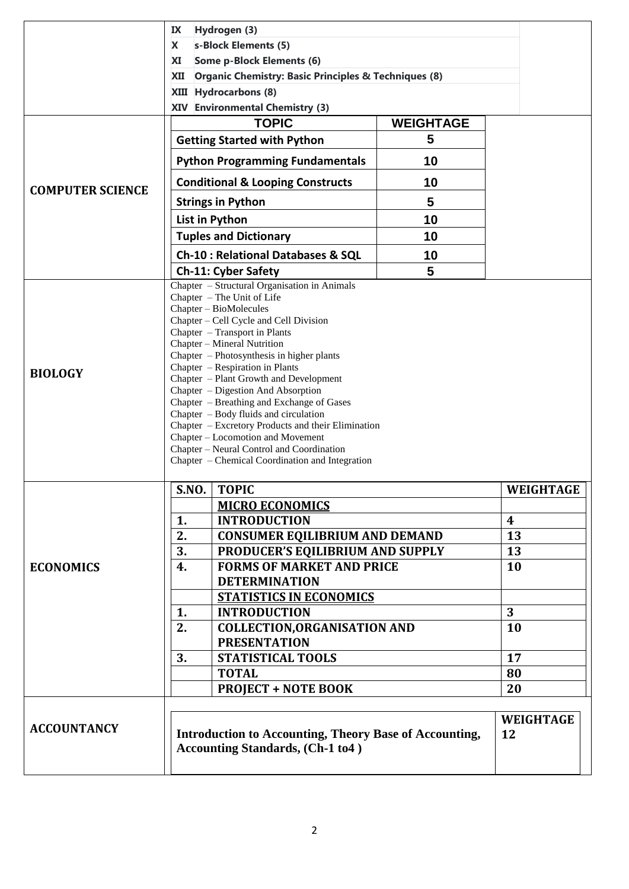| Subject | Syllabus |
| --- | --- |
| | IX Hydrogen (3)<br>X s-Block Elements (5)<br>XI Some p-Block Elements (6)<br>XII Organic Chemistry: Basic Principles & Techniques (8)<br>XIII Hydrocarbons (8)<br>XIV Environmental Chemistry (3) |

**COMPUTER SCIENCE**

| TOPIC | WEIGHTAGE |
| --- | --- |
| Getting Started with Python | 5 |
| Python Programming Fundamentals | 10 |
| Conditional & Looping Constructs | 10 |
| Strings in Python | 5 |
| List in Python | 10 |
| Tuples and Dictionary | 10 |
| Ch-10 : Relational Databases & SQL | 10 |
| Ch-11: Cyber Safety | 5 |

**BIOLOGY**

Chapter – Structural Organisation in Animals
Chapter – The Unit of Life
Chapter – BioMolecules
Chapter – Cell Cycle and Cell Division
Chapter – Transport in Plants
Chapter – Mineral Nutrition
Chapter – Photosynthesis in higher plants
Chapter – Respiration in Plants
Chapter – Plant Growth and Development
Chapter – Digestion And Absorption
Chapter – Breathing and Exchange of Gases
Chapter – Body fluids and circulation
Chapter – Excretory Products and their Elimination
Chapter – Locomotion and Movement
Chapter – Neural Control and Coordination
Chapter – Chemical Coordination and Integration

**ECONOMICS**

| S.NO. | TOPIC | WEIGHTAGE |
| --- | --- | --- |
| | **MICRO ECONOMICS** | |
| 1. | INTRODUCTION | 4 |
| 2. | CONSUMER EQILIBRIUM AND DEMAND | 13 |
| 3. | PRODUCER'S EQILIBRIUM AND SUPPLY | 13 |
| 4. | FORMS OF MARKET AND PRICE DETERMINATION | 10 |
| | **STATISTICS IN ECONOMICS** | |
| 1. | INTRODUCTION | 3 |
| 2. | COLLECTION,ORGANISATION AND PRESENTATION | 10 |
| 3. | STATISTICAL TOOLS | 17 |
| | TOTAL | 80 |
| | PROJECT + NOTE BOOK | 20 |

**ACCOUNTANCY**

| Topic | WEIGHTAGE |
| --- | --- |
| Introduction to Accounting, Theory Base of Accounting, Accounting Standards, (Ch-1 to4 ) | 12 |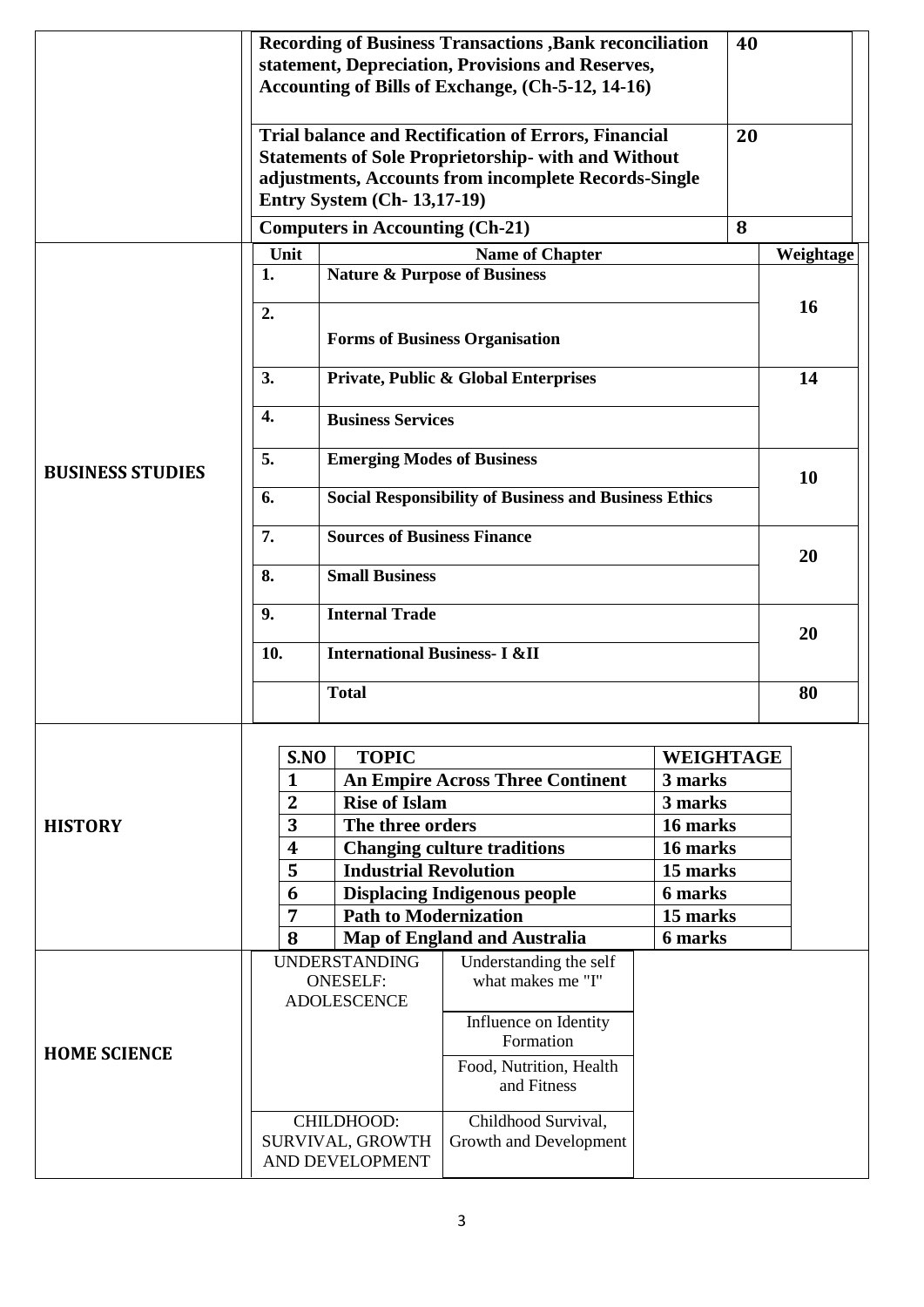| | | |
|---|---|---|
| | **Recording of Business Transactions ,Bank reconciliation statement, Depreciation, Provisions and Reserves, Accounting of Bills of Exchange, (Ch-5-12, 14-16)** | **40** |
| | **Trial balance and Rectification of Errors, Financial Statements of Sole Proprietorship- with and Without adjustments, Accounts from incomplete Records-Single Entry System (Ch- 13,17-19)** | **20** |
| | **Computers in Accounting (Ch-21)** | **8** |

**BUSINESS STUDIES**

| Unit | Name of Chapter | Weightage |
|---|---|---|
| 1. | Nature & Purpose of Business | 16 |
| 2. | Forms of Business Organisation | |
| 3. | Private, Public & Global Enterprises | 14 |
| 4. | Business Services | |
| 5. | Emerging Modes of Business | 10 |
| 6. | Social Responsibility of Business and Business Ethics | |
| 7. | Sources of Business Finance | 20 |
| 8. | Small Business | |
| 9. | Internal Trade | 20 |
| 10. | International Business- I &II | |
| | **Total** | **80** |

**HISTORY**

| S.NO | TOPIC | WEIGHTAGE |
|---|---|---|
| 1 | An Empire Across Three Continent | 3 marks |
| 2 | Rise of Islam | 3 marks |
| 3 | The three orders | 16 marks |
| 4 | Changing culture traditions | 16 marks |
| 5 | Industrial Revolution | 15 marks |
| 6 | Displacing Indigenous people | 6 marks |
| 7 | Path to Modernization | 15 marks |
| 8 | Map of England and Australia | 6 marks |

**HOME SCIENCE**

| | |
|---|---|
| UNDERSTANDING ONESELF: ADOLESCENCE | Understanding the self what makes me "I" |
| | Influence on Identity Formation |
| | Food, Nutrition, Health and Fitness |
| CHILDHOOD: SURVIVAL, GROWTH AND DEVELOPMENT | Childhood Survival, Growth and Development |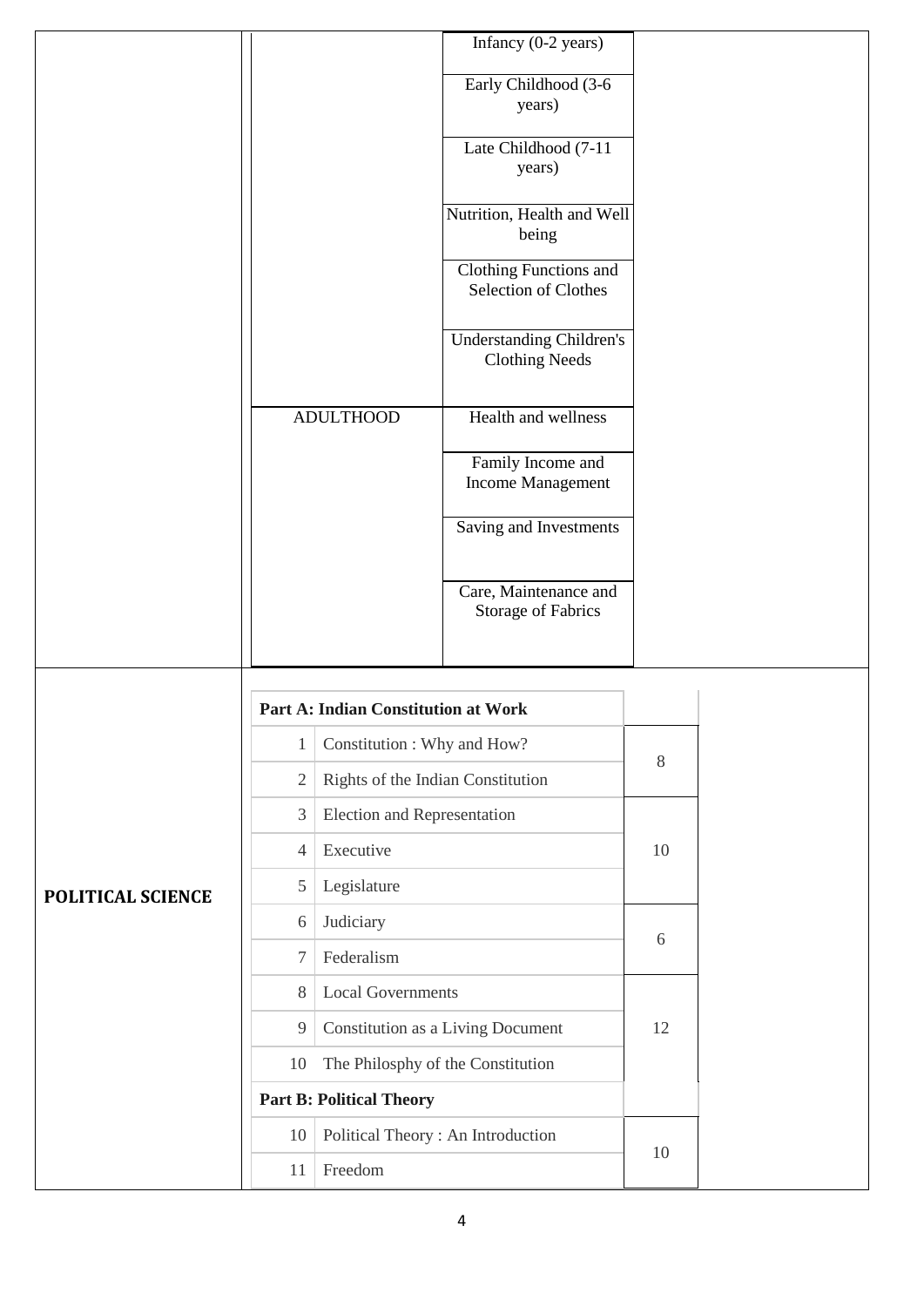| | | | |
|---|---|---|---|
| | | Infancy (0-2 years) | |
| | | Early Childhood (3-6 years) | |
| | | Late Childhood (7-11 years) | |
| | | Nutrition, Health and Well being | |
| | | Clothing Functions and Selection of Clothes | |
| | | Understanding Children's Clothing Needs | |
| | ADULTHOOD | Health and wellness | |
| | | Family Income and Income Management | |
| | | Saving and Investments | |
| | | Care, Maintenance and Storage of Fabrics | |

**POLITICAL SCIENCE**

| | | |
|---|---|---|
| **Part A: Indian Constitution at Work** | | |
| 1 | Constitution : Why and How? | 8 |
| 2 | Rights of the Indian Constitution | |
| 3 | Election and Representation | 10 |
| 4 | Executive | |
| 5 | Legislature | |
| 6 | Judiciary | 6 |
| 7 | Federalism | |
| 8 | Local Governments | 12 |
| 9 | Constitution as a Living Document | |
| 10 | The Philosphy of the Constitution | |
| **Part B: Political Theory** | | |
| 10 | Political Theory : An Introduction | 10 |
| 11 | Freedom | |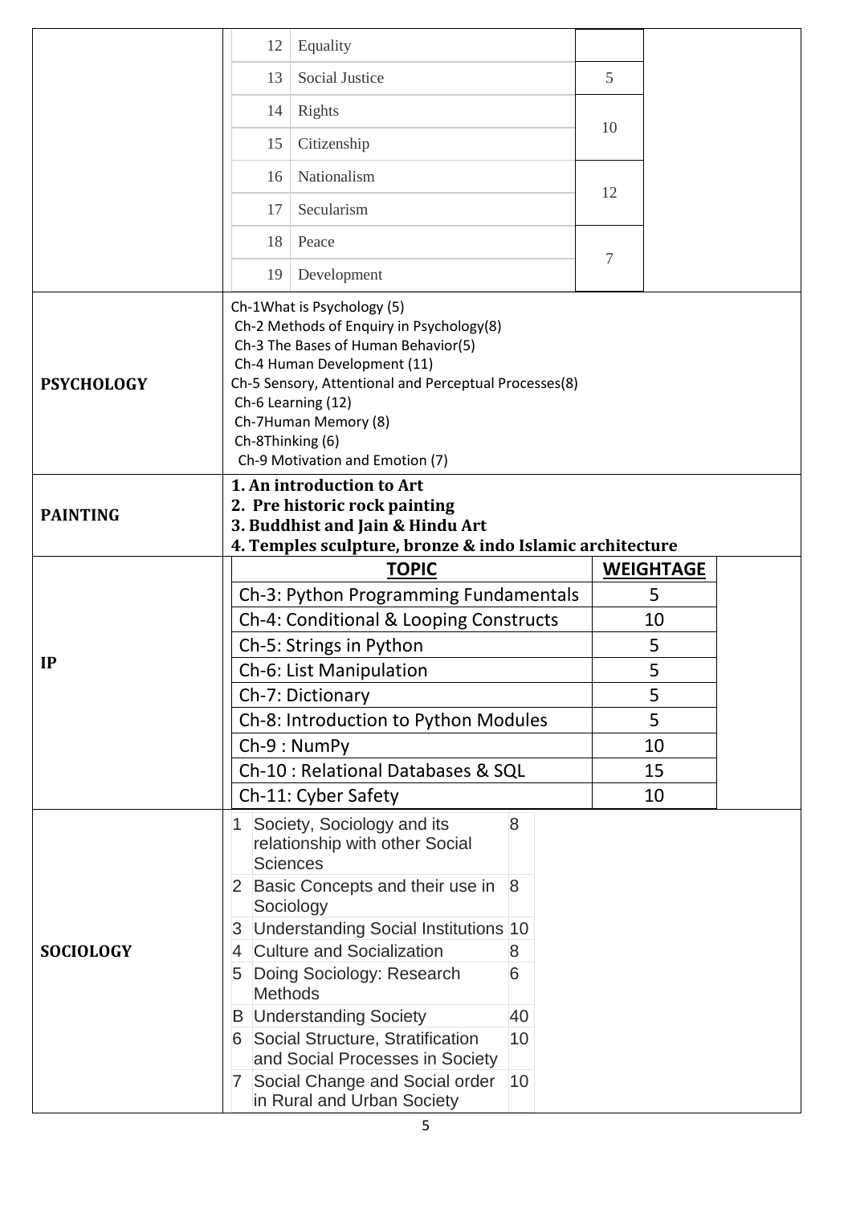| | | | |
|---|---|---|---|
| | 12 | Equality | |
| | 13 | Social Justice | 5 |
| | 14 | Rights | 10 |
| | 15 | Citizenship | |
| | 16 | Nationalism | 12 |
| | 17 | Secularism | |
| | 18 | Peace | 7 |
| | 19 | Development | |

**PSYCHOLOGY**

Ch-1What is Psychology (5)
Ch-2 Methods of Enquiry in Psychology(8)
Ch-3 The Bases of Human Behavior(5)
Ch-4 Human Development (11)
Ch-5 Sensory, Attentional and Perceptual Processes(8)
Ch-6 Learning (12)
Ch-7Human Memory (8)
Ch-8Thinking (6)
Ch-9 Motivation and Emotion (7)

**PAINTING**

**1. An introduction to Art**
**2. Pre historic rock painting**
**3. Buddhist and Jain & Hindu Art**
**4. Temples sculpture, bronze & indo Islamic architecture**

**IP**

| TOPIC | WEIGHTAGE |
|---|---|
| Ch-3: Python Programming Fundamentals | 5 |
| Ch-4: Conditional & Looping Constructs | 10 |
| Ch-5: Strings in Python | 5 |
| Ch-6: List Manipulation | 5 |
| Ch-7: Dictionary | 5 |
| Ch-8: Introduction to Python Modules | 5 |
| Ch-9 : NumPy | 10 |
| Ch-10 : Relational Databases & SQL | 15 |
| Ch-11: Cyber Safety | 10 |

**SOCIOLOGY**

| | | |
|---|---|---|
| 1 | Society, Sociology and its relationship with other Social Sciences | 8 |
| 2 | Basic Concepts and their use in Sociology | 8 |
| 3 | Understanding Social Institutions | 10 |
| 4 | Culture and Socialization | 8 |
| 5 | Doing Sociology: Research Methods | 6 |
| B | Understanding Society | 40 |
| 6 | Social Structure, Stratification and Social Processes in Society | 10 |
| 7 | Social Change and Social order in Rural and Urban Society | 10 |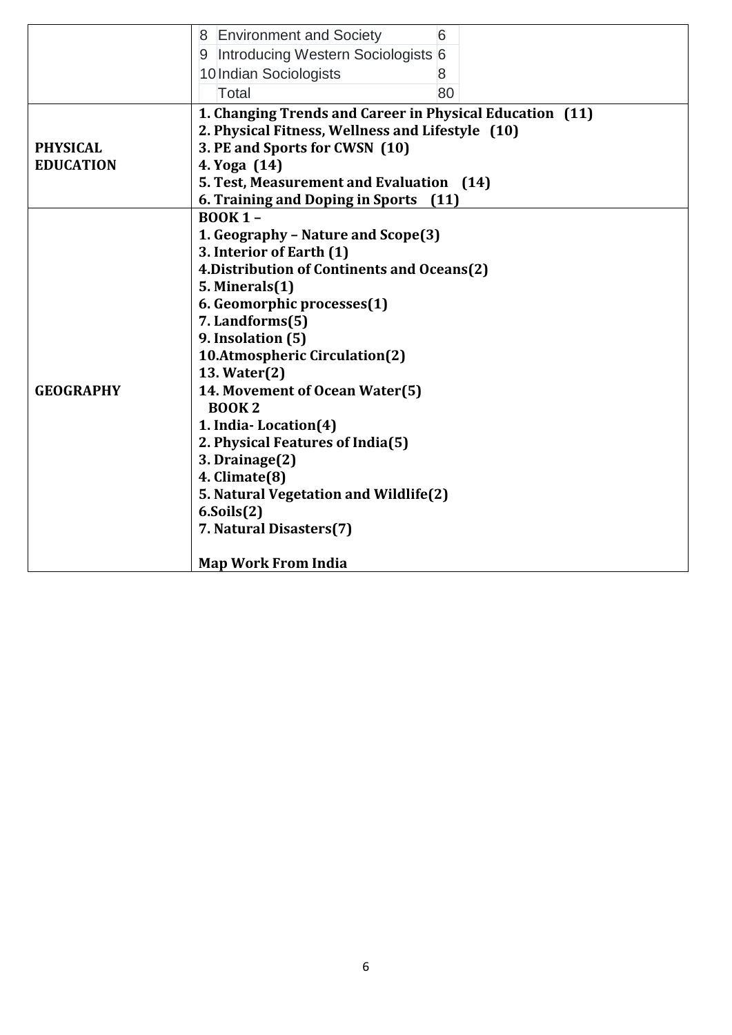| | |
|---|---|
| | 8 Environment and Society 6<br>9 Introducing Western Sociologists 6<br>10 Indian Sociologists 8<br>Total 80 |
| **PHYSICAL EDUCATION** | **1. Changing Trends and Career in Physical Education (11)**<br>**2. Physical Fitness, Wellness and Lifestyle (10)**<br>**3. PE and Sports for CWSN (10)**<br>**4. Yoga (14)**<br>**5. Test, Measurement and Evaluation (14)**<br>**6. Training and Doping in Sports (11)** |
| **GEOGRAPHY** | **BOOK 1 –**<br>**1. Geography – Nature and Scope(3)**<br>**3. Interior of Earth (1)**<br>**4.Distribution of Continents and Oceans(2)**<br>**5. Minerals(1)**<br>**6. Geomorphic processes(1)**<br>**7. Landforms(5)**<br>**9. Insolation (5)**<br>**10.Atmospheric Circulation(2)**<br>**13. Water(2)**<br>**14. Movement of Ocean Water(5)**<br>**BOOK 2**<br>**1. India- Location(4)**<br>**2. Physical Features of India(5)**<br>**3. Drainage(2)**<br>**4. Climate(8)**<br>**5. Natural Vegetation and Wildlife(2)**<br>**6.Soils(2)**<br>**7. Natural Disasters(7)**<br><br>**Map Work From India** |